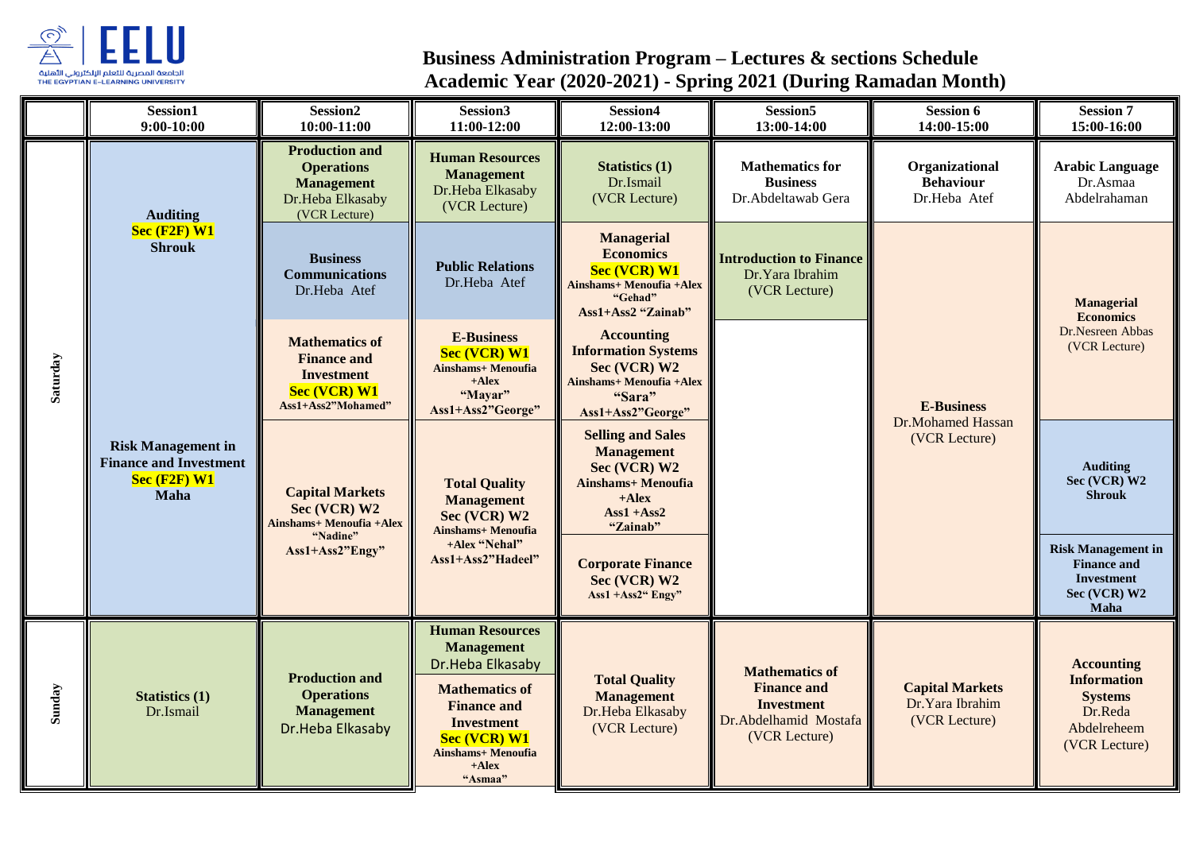# Business Administration Program – Lectures & sections Schedule

## Academic Year (2020-2021) - Spring 2021 (During Ramadan Month)

| | Session1 9:00-10:00 | Session2 10:00-11:00 | Session3 11:00-12:00 | Session4 12:00-13:00 | Session5 13:00-14:00 | Session 6 14:00-15:00 | Session 7 15:00-16:00 |
|---|---|---|---|---|---|---|---|
| Saturday | **Auditing** **Sec (F2F) W1** **Shrouk** | **Production and Operations Management** Dr.Heba Elkasaby (VCR Lecture) | **Human Resources Management** Dr.Heba Elkasaby (VCR Lecture) | **Statistics (1)** Dr.Ismail (VCR Lecture) | **Mathematics for Business** Dr.Abdeltawab Gera | **Organizational Behaviour** Dr.Heba Atef | **Arabic Language** Dr.Asmaa Abdelrahaman |
| | | **Business Communications** Dr.Heba Atef | **Public Relations** Dr.Heba Atef | **Managerial Economics** **Sec (VCR) W1** **Ainshams+ Menoufia +Alex "Gehad"** **Ass1+Ass2 "Zainab"** | **Introduction to Finance** Dr.Yara Ibrahim (VCR Lecture) | **E-Business** Dr.Mohamed Hassan (VCR Lecture) | **Managerial Economics** Dr.Nesreen Abbas (VCR Lecture) |
| | | **Mathematics of Finance and Investment** **Sec (VCR) W1** **Ass1+Ass2"Mohamed"** | **E-Business** **Sec (VCR) W1** **Ainshams+ Menoufia +Alex "Mayar"** **Ass1+Ass2"George"** | **Accounting Information Systems** **Sec (VCR) W2** **Ainshams+ Menoufia +Alex "Sara"** **Ass1+Ass2"George"** | | | |
| | **Risk Management in Finance and Investment** **Sec (F2F) W1** **Maha** | **Capital Markets** **Sec (VCR) W2** **Ainshams+ Menoufia +Alex "Nadine"** **Ass1+Ass2"Engy"** | **Total Quality Management** **Sec (VCR) W2** **Ainshams+ Menoufia +Alex "Nehal"** **Ass1+Ass2"Hadeel"** | **Selling and Sales Management** **Sec (VCR) W2** **Ainshams+ Menoufia +Alex** **Ass1 +Ass2 "Zainab"** | | | **Auditing** **Sec (VCR) W2** **Shrouk** |
| | | | | **Corporate Finance** **Sec (VCR) W2** **Ass1 +Ass2" Engy"** | | | **Risk Management in Finance and Investment** **Sec (VCR) W2** **Maha** |
| Sunday | **Statistics (1)** Dr.Ismail | **Production and Operations Management** Dr.Heba Elkasaby | **Human Resources Management** Dr.Heba Elkasaby | **Total Quality Management** Dr.Heba Elkasaby (VCR Lecture) | **Mathematics of Finance and Investment** Dr.Abdelhamid Mostafa (VCR Lecture) | **Capital Markets** Dr.Yara Ibrahim (VCR Lecture) | **Accounting Information Systems** Dr.Reda Abdelreheem (VCR Lecture) |
| | | | **Mathematics of Finance and Investment** **Sec (VCR) W1** **Ainshams+ Menoufia +Alex "Asmaa"** | | | | |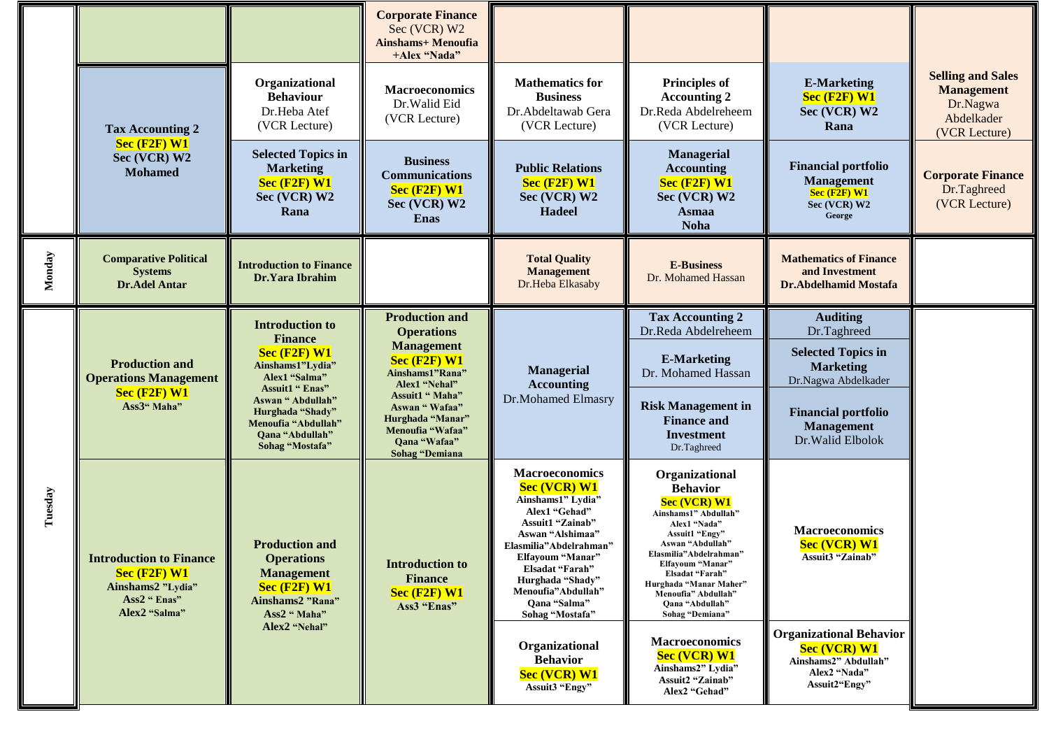| | | | | | | | |
|---|---|---|---|---|---|---|---|
| | | | **Corporate Finance** Sec (VCR) W2 **Ainshams+ Menoufia +Alex "Nada"** | | | | **Selling and Sales Management** Dr.Nagwa Abdelkader (VCR Lecture) |
| | **Tax Accounting 2** **Sec (F2F) W1** **Sec (VCR) W2** **Mohamed** | **Organizational Behaviour** Dr.Heba Atef (VCR Lecture) | **Macroeconomics** Dr.Walid Eid (VCR Lecture) | **Mathematics for Business** Dr.Abdeltawab Gera (VCR Lecture) | **Principles of Accounting 2** Dr.Reda Abdelreheem (VCR Lecture) | **E-Marketing** **Sec (F2F) W1** **Sec (VCR) W2** **Rana** | |
| | | **Selected Topics in Marketing** **Sec (F2F) W1** **Sec (VCR) W2** **Rana** | **Business Communications** **Sec (F2F) W1** **Sec (VCR) W2** **Enas** | **Public Relations** **Sec (F2F) W1** **Sec (VCR) W2** **Hadeel** | **Managerial Accounting** **Sec (F2F) W1** **Sec (VCR) W2** **Asmaa** **Noha** | **Financial portfolio Management** **Sec (F2F) W1** **Sec (VCR) W2** **George** | **Corporate Finance** Dr.Taghreed (VCR Lecture) |
| **Monday** | **Comparative Political Systems** **Dr.Adel Antar** | **Introduction to Finance** **Dr.Yara Ibrahim** | | **Total Quality Management** Dr.Heba Elkasaby | **E-Business** Dr. Mohamed Hassan | **Mathematics of Finance and Investment** **Dr.Abdelhamid Mostafa** | |
| **Tuesday** | **Production and Operations Management** **Sec (F2F) W1** **Ass3" Maha"** | **Introduction to Finance** **Sec (F2F) W1** **Ainshams1"Lydia"** **Alex1 "Salma"** **Assuit1 " Enas"** **Aswan " Abdullah"** **Hurghada "Shady"** **Menoufia "Abdullah"** **Qana "Abdullah"** **Sohag "Mostafa"** | **Production and Operations Management** **Sec (F2F) W1** **Ainshams1"Rana"** **Alex1 "Nehal"** **Assuit1 " Maha"** **Aswan " Wafaa"** **Hurghada "Manar"** **Menoufia "Wafaa"** **Qana "Wafaa"** **Sohag "Demiana** | **Managerial Accounting** Dr.Mohamed Elmasry | **Tax Accounting 2** Dr.Reda Abdelreheem / **E-Marketing** Dr. Mohamed Hassan / **Risk Management in Finance and Investment** Dr.Taghreed | **Auditing** Dr.Taghreed / **Selected Topics in Marketing** Dr.Nagwa Abdelkader / **Financial portfolio Management** Dr.Walid Elbolok | |
| | **Introduction to Finance** **Sec (F2F) W1** **Ainshams2 "Lydia"** **Ass2 " Enas"** **Alex2 "Salma"** | **Production and Operations Management** **Sec (F2F) W1** **Ainshams2 "Rana"** **Ass2 " Maha"** **Alex2 "Nehal"** | **Introduction to Finance** **Sec (F2F) W1** **Ass3 "Enas"** | **Macroeconomics** **Sec (VCR) W1** **Ainshams1" Lydia"** **Alex1 "Gehad"** **Assuit1 "Zainab"** **Aswan "Alshimaa"** **Elasmilia"Abdelrahman"** **Elfayoum "Manar"** **Elsadat "Farah"** **Hurghada "Shady"** **Menoufia"Abdullah"** **Qana "Salma"** **Sohag "Mostafa"** | **Organizational Behavior** **Sec (VCR) W1** **Ainshams1" Abdullah"** **Alex1 "Nada"** **Assuit1 "Engy"** **Aswan "Abdullah"** **Elasmilia"Abdelrahman"** **Elfayoum "Manar"** **Elsadat "Farah"** **Hurghada "Manar Maher"** **Menoufia" Abdullah"** **Qana "Abdullah"** **Sohag "Demiana"** | **Macroeconomics** **Sec (VCR) W1** **Assuit3 "Zainab"** | |
| | | | | **Organizational Behavior** **Sec (VCR) W1** **Assuit3 "Engy"** | **Macroeconomics** **Sec (VCR) W1** **Ainshams2" Lydia"** **Assuit2 "Zainab"** **Alex2 "Gehad"** | **Organizational Behavior** **Sec (VCR) W1** **Ainshams2" Abdullah"** **Alex2 "Nada"** **Assuit2"Engy"** | |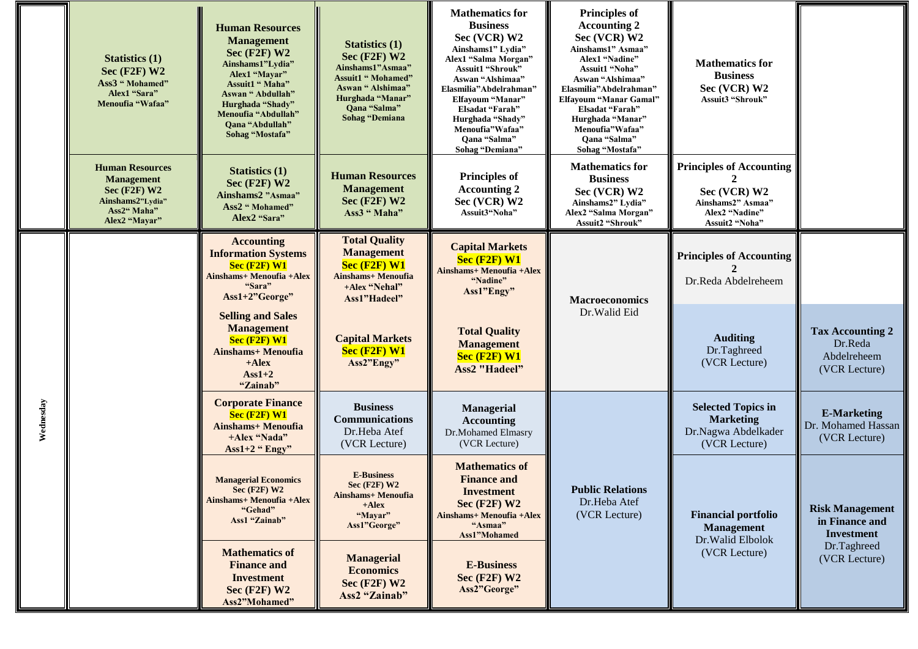| | | | | | | | |
|---|---|---|---|---|---|---|---|
| | **Statistics (1)** **Sec (F2F) W2** **Ass3 " Mohamed"** **Alex1 "Sara"** **Menoufia "Wafaa"** | **Human Resources Management** **Sec (F2F) W2** **Ainshams1"Lydia"** **Alex1 "Mayar"** **Assuit1 " Maha"** **Aswan " Abdullah"** **Hurghada "Shady"** **Menoufia "Abdullah"** **Qana "Abdullah"** **Sohag "Mostafa"** | **Statistics (1)** **Sec (F2F) W2** **Ainshams1"Asmaa"** **Assuit1 " Mohamed"** **Aswan " Alshimaa"** **Hurghada "Manar"** **Qana "Salma"** **Sohag "Demiana** | **Mathematics for Business** **Sec (VCR) W2** **Ainshams1" Lydia"** **Alex1 "Salma Morgan"** **Assuit1 "Shrouk"** **Aswan "Alshimaa"** **Elasmilia"Abdelrahman"** **Elfayoum "Manar"** **Elsadat "Farah"** **Hurghada "Shady"** **Menoufia"Wafaa"** **Qana "Salma"** **Sohag "Demiana"** | **Principles of Accounting 2** **Sec (VCR) W2** **Ainshams1" Asmaa"** **Alex1 "Nadine"** **Assuit1 "Noha"** **Aswan "Alshimaa"** **Elasmilia"Abdelrahman"** **Elfayoum "Manar Gamal"** **Elsadat "Farah"** **Hurghada "Manar"** **Menoufia"Wafaa"** **Qana "Salma"** **Sohag "Mostafa"** | **Mathematics for Business** **Sec (VCR) W2** **Assuit3 "Shrouk"** | |
| | **Human Resources Management** **Sec (F2F) W2** **Ainshams2"Lydia"** **Ass2" Maha"** **Alex2 "Mayar"** | **Statistics (1)** **Sec (F2F) W2** **Ainshams2 "Asmaa"** **Ass2 " Mohamed"** **Alex2 "Sara"** | **Human Resources Management** **Sec (F2F) W2** **Ass3 " Maha"** | **Principles of Accounting 2** **Sec (VCR) W2** **Assuit3"Noha"** | **Mathematics for Business** **Sec (VCR) W2** **Ainshams2" Lydia"** **Alex2 "Salma Morgan"** **Assuit2 "Shrouk"** | **Principles of Accounting 2** **Sec (VCR) W2** **Ainshams2" Asmaa"** **Alex2 "Nadine"** **Assuit2 "Noha"** | |
| **Wednesday** | | **Accounting Information Systems** **Sec (F2F) W1** **Ainshams+ Menoufia +Alex "Sara"** **Ass1+2"George"** | **Total Quality Management** **Sec (F2F) W1** **Ainshams+ Menoufia +Alex "Nehal"** **Ass1"Hadeel"** | **Capital Markets** **Sec (F2F) W1** **Ainshams+ Menoufia +Alex "Nadine"** **Ass1"Engy"** | **Macroeconomics** Dr.Walid Eid | **Principles of Accounting 2** Dr.Reda Abdelreheem | |
| | | **Selling and Sales Management** **Sec (F2F) W1** **Ainshams+ Menoufia +Alex** **Ass1+2 "Zainab"** | **Capital Markets** **Sec (F2F) W1** **Ass2"Engy"** | **Total Quality Management** **Sec (F2F) W1** **Ass2 "Hadeel"** | | **Auditing** Dr.Taghreed (VCR Lecture) | **Tax Accounting 2** Dr.Reda Abdelreheem (VCR Lecture) |
| | | **Corporate Finance** **Sec (F2F) W1** **Ainshams+ Menoufia +Alex "Nada"** **Ass1+2 " Engy"** | **Business Communications** Dr.Heba Atef (VCR Lecture) | **Managerial Accounting** Dr.Mohamed Elmasry (VCR Lecture) | **Public Relations** Dr.Heba Atef (VCR Lecture) | **Selected Topics in Marketing** Dr.Nagwa Abdelkader (VCR Lecture) | **E-Marketing** Dr. Mohamed Hassan (VCR Lecture) |
| | | **Managerial Economics** **Sec (F2F) W2** **Ainshams+ Menoufia +Alex "Gehad"** **Ass1 "Zainab"** | **E-Business** **Sec (F2F) W2** **Ainshams+ Menoufia +Alex "Mayar"** **Ass1"George"** | **Mathematics of Finance and Investment** **Sec (F2F) W2** **Ainshams+ Menoufia +Alex "Asmaa"** **Ass1"Mohamed** | | **Financial portfolio Management** Dr.Walid Elbolok (VCR Lecture) | **Risk Management in Finance and Investment** Dr.Taghreed (VCR Lecture) |
| | | **Mathematics of Finance and Investment** **Sec (F2F) W2** **Ass2"Mohamed"** | **Managerial Economics** **Sec (F2F) W2** **Ass2 "Zainab"** | **E-Business** **Sec (F2F) W2** **Ass2"George"** | | | |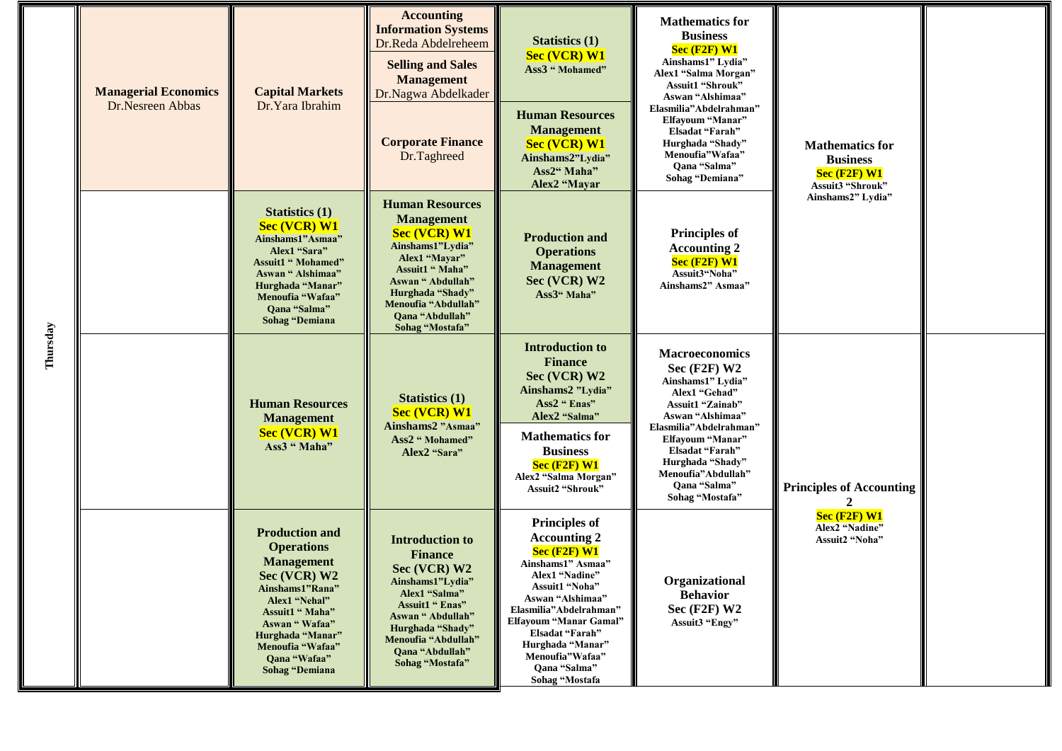| Thursday | | | | | | | |
|---|---|---|---|---|---|---|---|
| Thursday | **Managerial Economics** Dr.Nesreen Abbas | **Capital Markets** Dr.Yara Ibrahim | **Accounting Information Systems** Dr.Reda Abdelreheem<br>**Selling and Sales Management** Dr.Nagwa Abdelkader<br>**Corporate Finance** Dr.Taghreed | **Statistics (1)** Sec (VCR) W1 Ass3 " Mohamed"<br>**Human Resources Management** Sec (VCR) W1 Ainshams2"Lydia" Ass2" Maha" Alex2 "Mayar | **Mathematics for Business** Sec (F2F) W1 Ainshams1" Lydia" Alex1 "Salma Morgan" Assuit1 "Shrouk" Aswan "Alshimaa" Elasmilia"Abdelrahman" Elfayoum "Manar" Elsadat "Farah" Hurghada "Shady" Menoufia"Wafaa" Qana "Salma" Sohag "Demiana" | **Mathematics for Business** Sec (F2F) W1 Assuit3 "Shrouk" Ainshams2" Lydia" | |
| | | **Statistics (1)** Sec (VCR) W1 Ainshams1"Asmaa" Alex1 "Sara" Assuit1 " Mohamed" Aswan " Alshimaa" Hurghada "Manar" Menoufia "Wafaa" Qana "Salma" Sohag "Demiana | **Human Resources Management** Sec (VCR) W1 Ainshams1"Lydia" Alex1 "Mayar" Assuit1 " Maha" Aswan " Abdullah" Hurghada "Shady" Menoufia "Abdullah" Qana "Abdullah" Sohag "Mostafa" | **Production and Operations Management** Sec (VCR) W2 Ass3" Maha" | **Principles of Accounting 2** Sec (F2F) W1 Assuit3"Noha" Ainshams2" Asmaa" | | |
| | | **Human Resources Management** Sec (VCR) W1 Ass3 " Maha" | **Statistics (1)** Sec (VCR) W1 Ainshams2 "Asmaa" Ass2 " Mohamed" Alex2 "Sara" | **Introduction to Finance** Sec (VCR) W2 Ainshams2 "Lydia" Ass2 " Enas" Alex2 "Salma"<br>**Mathematics for Business** Sec (F2F) W1 Alex2 "Salma Morgan" Assuit2 "Shrouk" | **Macroeconomics** Sec (F2F) W2 Ainshams1" Lydia" Alex1 "Gehad" Assuit1 "Zainab" Aswan "Alshimaa" Elasmilia"Abdelrahman" Elfayoum "Manar" Elsadat "Farah" Hurghada "Shady" Menoufia"Abdullah" Qana "Salma" Sohag "Mostafa" | **Principles of Accounting 2** Sec (F2F) W1 Alex2 "Nadine" Assuit2 "Noha" | |
| | | **Production and Operations Management** Sec (VCR) W2 Ainshams1"Rana" Alex1 "Nehal" Assuit1 " Maha" Aswan " Wafaa" Hurghada "Manar" Menoufia "Wafaa" Qana "Wafaa" Sohag "Demiana | **Introduction to Finance** Sec (VCR) W2 Ainshams1"Lydia" Alex1 "Salma" Assuit1 " Enas" Aswan " Abdullah" Hurghada "Shady" Menoufia "Abdullah" Qana "Abdullah" Sohag "Mostafa" | **Principles of Accounting 2** Sec (F2F) W1 Ainshams1" Asmaa" Alex1 "Nadine" Assuit1 "Noha" Aswan "Alshimaa" Elasmilia"Abdelrahman" Elfayoum "Manar Gamal" Elsadat "Farah" Hurghada "Manar" Menoufia"Wafaa" Qana "Salma" Sohag "Mostafa | **Organizational Behavior** Sec (F2F) W2 Assuit3 "Engy" | | |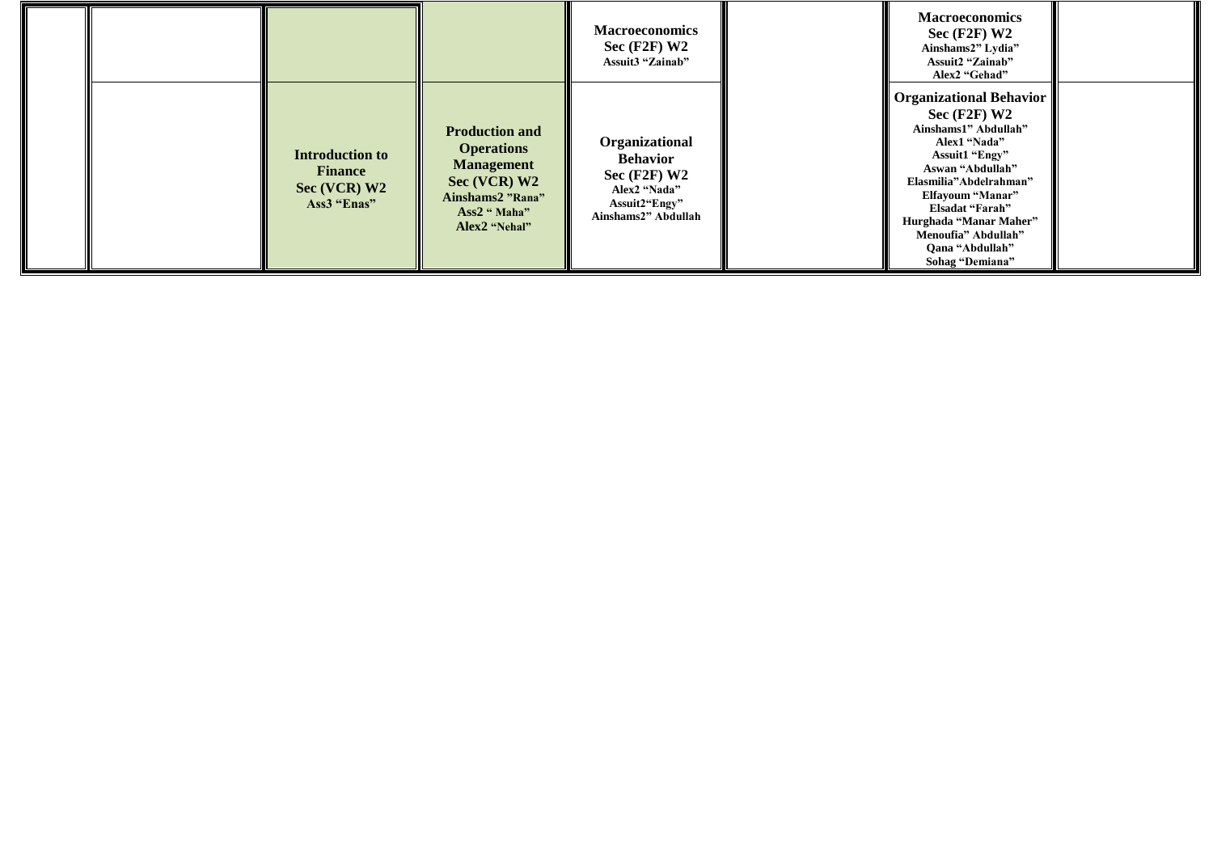| | | | | | | | |
|---|---|---|---|---|---|---|---|
| | | | | **Macroeconomics**<br>**Sec (F2F) W2**<br>**Assuit3 "Zainab"** | | **Macroeconomics**<br>**Sec (F2F) W2**<br>**Ainshams2" Lydia"**<br>**Assuit2 "Zainab"**<br>**Alex2 "Gehad"** | |
| | | **Introduction to Finance**<br>**Sec (VCR) W2**<br>**Ass3 "Enas"** | **Production and Operations Management**<br>**Sec (VCR) W2**<br>**Ainshams2 "Rana"**<br>**Ass2 " Maha"**<br>**Alex2 "Nehal"** | **Organizational Behavior**<br>**Sec (F2F) W2**<br>**Alex2 "Nada"**<br>**Assuit2"Engy"**<br>**Ainshams2" Abdullah** | | **Organizational Behavior**<br>**Sec (F2F) W2**<br>**Ainshams1" Abdullah"**<br>**Alex1 "Nada"**<br>**Assuit1 "Engy"**<br>**Aswan "Abdullah"**<br>**Elasmilia"Abdelrahman"**<br>**Elfayoum "Manar"**<br>**Elsadat "Farah"**<br>**Hurghada "Manar Maher"**<br>**Menoufia" Abdullah"**<br>**Qana "Abdullah"**<br>**Sohag "Demiana"** | |